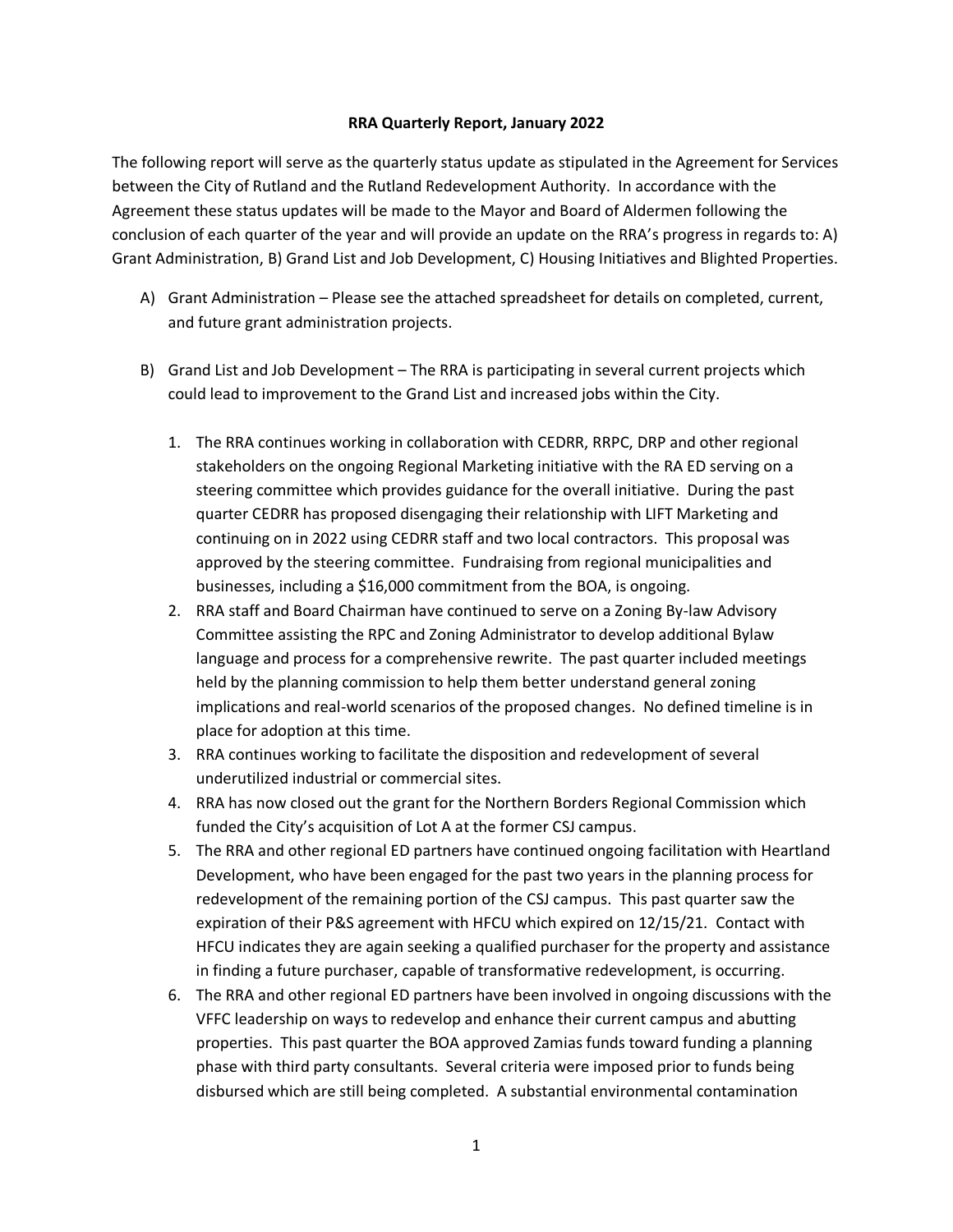**RRA Quarterly Report, January 2022**

The following report will serve as the quarterly status update as stipulated in the Agreement for Services between the City of Rutland and the Rutland Redevelopment Authority. In accordance with the Agreement these status updates will be made to the Mayor and Board of Aldermen following the conclusion of each quarter of the year and will provide an update on the RRA's progress in regards to: A) Grant Administration, B) Grand List and Job Development, C) Housing Initiatives and Blighted Properties.

A) Grant Administration – Please see the attached spreadsheet for details on completed, current, and future grant administration projects.

B) Grand List and Job Development – The RRA is participating in several current projects which could lead to improvement to the Grand List and increased jobs within the City.

1. The RRA continues working in collaboration with CEDRR, RRPC, DRP and other regional stakeholders on the ongoing Regional Marketing initiative with the RA ED serving on a steering committee which provides guidance for the overall initiative. During the past quarter CEDRR has proposed disengaging their relationship with LIFT Marketing and continuing on in 2022 using CEDRR staff and two local contractors. This proposal was approved by the steering committee. Fundraising from regional municipalities and businesses, including a $16,000 commitment from the BOA, is ongoing.
2. RRA staff and Board Chairman have continued to serve on a Zoning By-law Advisory Committee assisting the RPC and Zoning Administrator to develop additional Bylaw language and process for a comprehensive rewrite. The past quarter included meetings held by the planning commission to help them better understand general zoning implications and real-world scenarios of the proposed changes. No defined timeline is in place for adoption at this time.
3. RRA continues working to facilitate the disposition and redevelopment of several underutilized industrial or commercial sites.
4. RRA has now closed out the grant for the Northern Borders Regional Commission which funded the City's acquisition of Lot A at the former CSJ campus.
5. The RRA and other regional ED partners have continued ongoing facilitation with Heartland Development, who have been engaged for the past two years in the planning process for redevelopment of the remaining portion of the CSJ campus. This past quarter saw the expiration of their P&S agreement with HFCU which expired on 12/15/21. Contact with HFCU indicates they are again seeking a qualified purchaser for the property and assistance in finding a future purchaser, capable of transformative redevelopment, is occurring.
6. The RRA and other regional ED partners have been involved in ongoing discussions with the VFFC leadership on ways to redevelop and enhance their current campus and abutting properties. This past quarter the BOA approved Zamias funds toward funding a planning phase with third party consultants. Several criteria were imposed prior to funds being disbursed which are still being completed. A substantial environmental contamination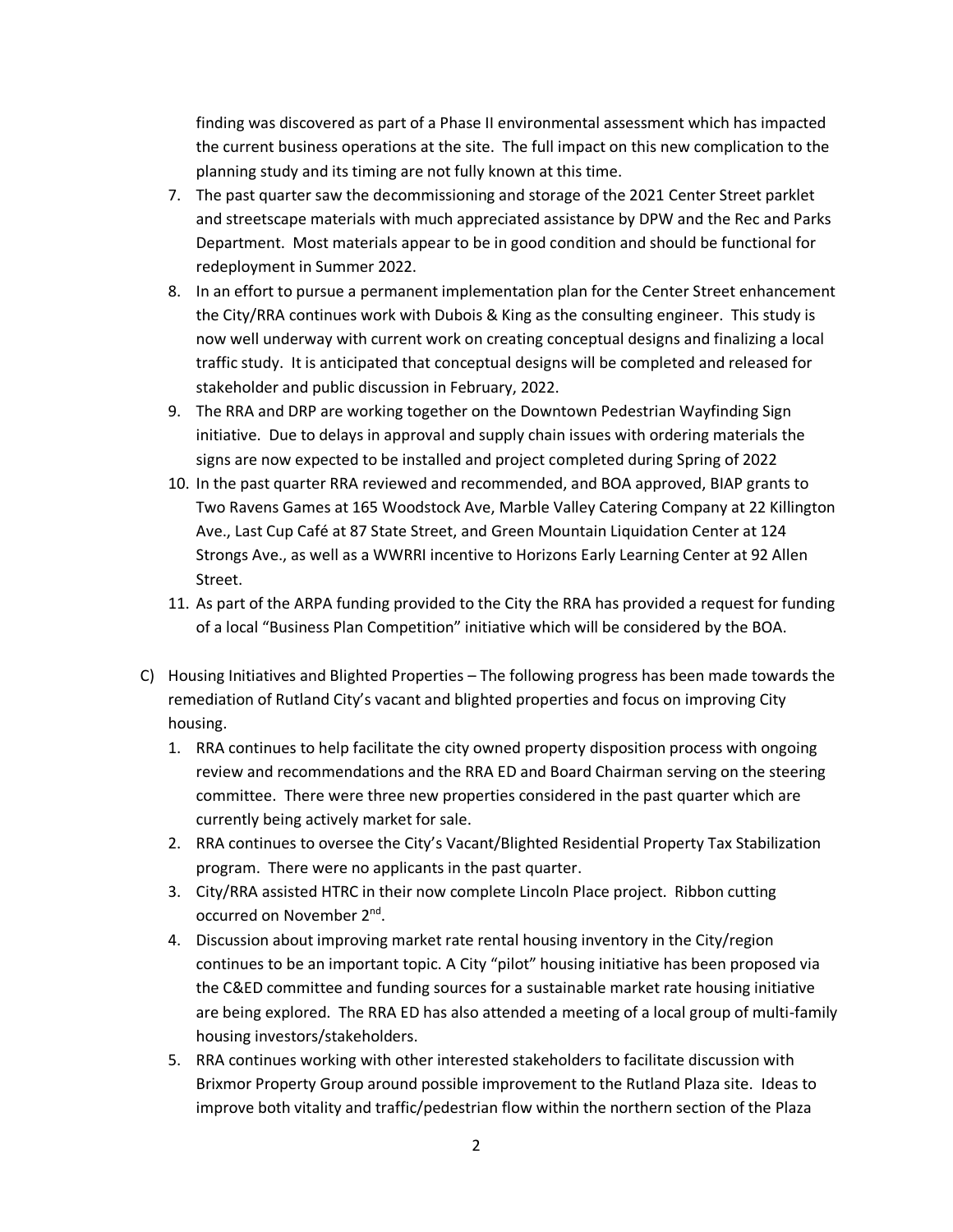finding was discovered as part of a Phase II environmental assessment which has impacted the current business operations at the site. The full impact on this new complication to the planning study and its timing are not fully known at this time.

7. The past quarter saw the decommissioning and storage of the 2021 Center Street parklet and streetscape materials with much appreciated assistance by DPW and the Rec and Parks Department. Most materials appear to be in good condition and should be functional for redeployment in Summer 2022.
8. In an effort to pursue a permanent implementation plan for the Center Street enhancement the City/RRA continues work with Dubois & King as the consulting engineer. This study is now well underway with current work on creating conceptual designs and finalizing a local traffic study. It is anticipated that conceptual designs will be completed and released for stakeholder and public discussion in February, 2022.
9. The RRA and DRP are working together on the Downtown Pedestrian Wayfinding Sign initiative. Due to delays in approval and supply chain issues with ordering materials the signs are now expected to be installed and project completed during Spring of 2022
10. In the past quarter RRA reviewed and recommended, and BOA approved, BIAP grants to Two Ravens Games at 165 Woodstock Ave, Marble Valley Catering Company at 22 Killington Ave., Last Cup Café at 87 State Street, and Green Mountain Liquidation Center at 124 Strongs Ave., as well as a WWRRI incentive to Horizons Early Learning Center at 92 Allen Street.
11. As part of the ARPA funding provided to the City the RRA has provided a request for funding of a local "Business Plan Competition" initiative which will be considered by the BOA.

C) Housing Initiatives and Blighted Properties – The following progress has been made towards the remediation of Rutland City's vacant and blighted properties and focus on improving City housing.

1. RRA continues to help facilitate the city owned property disposition process with ongoing review and recommendations and the RRA ED and Board Chairman serving on the steering committee. There were three new properties considered in the past quarter which are currently being actively market for sale.
2. RRA continues to oversee the City's Vacant/Blighted Residential Property Tax Stabilization program. There were no applicants in the past quarter.
3. City/RRA assisted HTRC in their now complete Lincoln Place project. Ribbon cutting occurred on November 2nd.
4. Discussion about improving market rate rental housing inventory in the City/region continues to be an important topic. A City "pilot" housing initiative has been proposed via the C&ED committee and funding sources for a sustainable market rate housing initiative are being explored. The RRA ED has also attended a meeting of a local group of multi-family housing investors/stakeholders.
5. RRA continues working with other interested stakeholders to facilitate discussion with Brixmor Property Group around possible improvement to the Rutland Plaza site. Ideas to improve both vitality and traffic/pedestrian flow within the northern section of the Plaza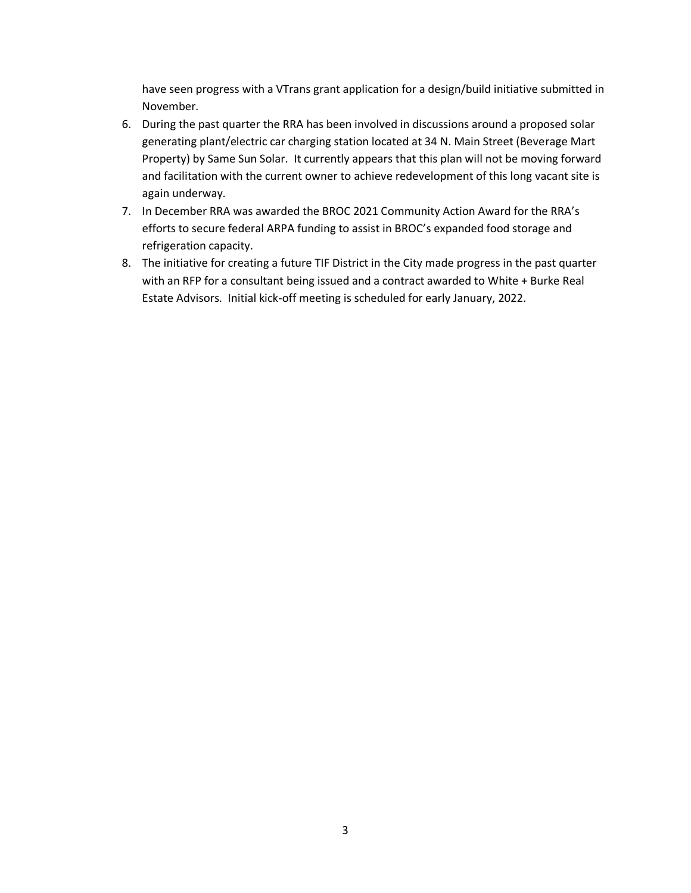have seen progress with a VTrans grant application for a design/build initiative submitted in November.

6. During the past quarter the RRA has been involved in discussions around a proposed solar generating plant/electric car charging station located at 34 N. Main Street (Beverage Mart Property) by Same Sun Solar. It currently appears that this plan will not be moving forward and facilitation with the current owner to achieve redevelopment of this long vacant site is again underway.
7. In December RRA was awarded the BROC 2021 Community Action Award for the RRA's efforts to secure federal ARPA funding to assist in BROC's expanded food storage and refrigeration capacity.
8. The initiative for creating a future TIF District in the City made progress in the past quarter with an RFP for a consultant being issued and a contract awarded to White + Burke Real Estate Advisors. Initial kick-off meeting is scheduled for early January, 2022.